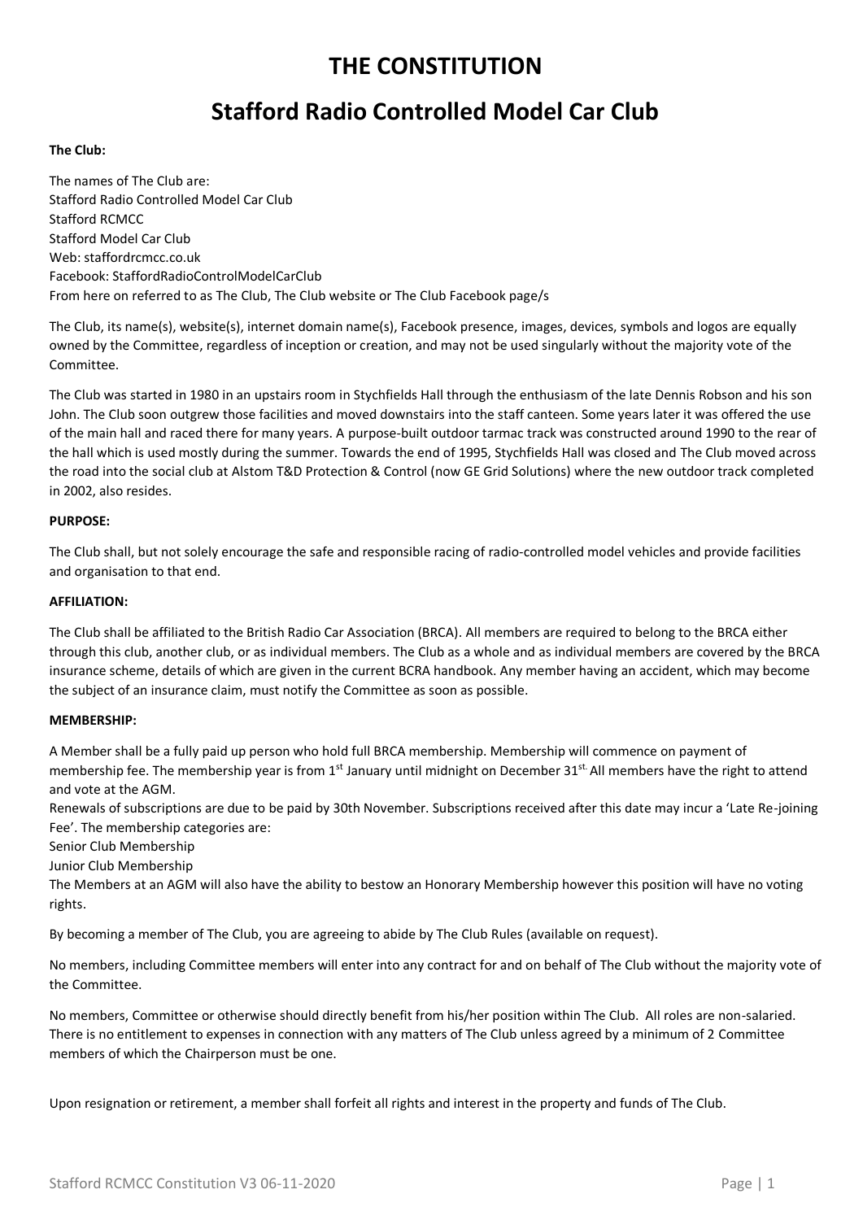# THE CONSTITUTION

# Stafford Radio Controlled Model Car Club

**The Club:**

The names of The Club are:
Stafford Radio Controlled Model Car Club
Stafford RCMCC
Stafford Model Car Club
Web: staffordrcmcc.co.uk
Facebook: StaffordRadioControlModelCarClub
From here on referred to as The Club, The Club website or The Club Facebook page/s

The Club, its name(s), website(s), internet domain name(s), Facebook presence, images, devices, symbols and logos are equally owned by the Committee, regardless of inception or creation, and may not be used singularly without the majority vote of the Committee.

The Club was started in 1980 in an upstairs room in Stychfields Hall through the enthusiasm of the late Dennis Robson and his son John. The Club soon outgrew those facilities and moved downstairs into the staff canteen. Some years later it was offered the use of the main hall and raced there for many years. A purpose-built outdoor tarmac track was constructed around 1990 to the rear of the hall which is used mostly during the summer. Towards the end of 1995, Stychfields Hall was closed and The Club moved across the road into the social club at Alstom T&D Protection & Control (now GE Grid Solutions) where the new outdoor track completed in 2002, also resides.

**PURPOSE:**

The Club shall, but not solely encourage the safe and responsible racing of radio-controlled model vehicles and provide facilities and organisation to that end.

**AFFILIATION:**

The Club shall be affiliated to the British Radio Car Association (BRCA). All members are required to belong to the BRCA either through this club, another club, or as individual members. The Club as a whole and as individual members are covered by the BRCA insurance scheme, details of which are given in the current BCRA handbook. Any member having an accident, which may become the subject of an insurance claim, must notify the Committee as soon as possible.

**MEMBERSHIP:**

A Member shall be a fully paid up person who hold full BRCA membership. Membership will commence on payment of membership fee. The membership year is from 1st January until midnight on December 31st. All members have the right to attend and vote at the AGM.
Renewals of subscriptions are due to be paid by 30th November. Subscriptions received after this date may incur a 'Late Re-joining Fee'. The membership categories are:
Senior Club Membership
Junior Club Membership
The Members at an AGM will also have the ability to bestow an Honorary Membership however this position will have no voting rights.

By becoming a member of The Club, you are agreeing to abide by The Club Rules (available on request).

No members, including Committee members will enter into any contract for and on behalf of The Club without the majority vote of the Committee.

No members, Committee or otherwise should directly benefit from his/her position within The Club. All roles are non-salaried. There is no entitlement to expenses in connection with any matters of The Club unless agreed by a minimum of 2 Committee members of which the Chairperson must be one.

Upon resignation or retirement, a member shall forfeit all rights and interest in the property and funds of The Club.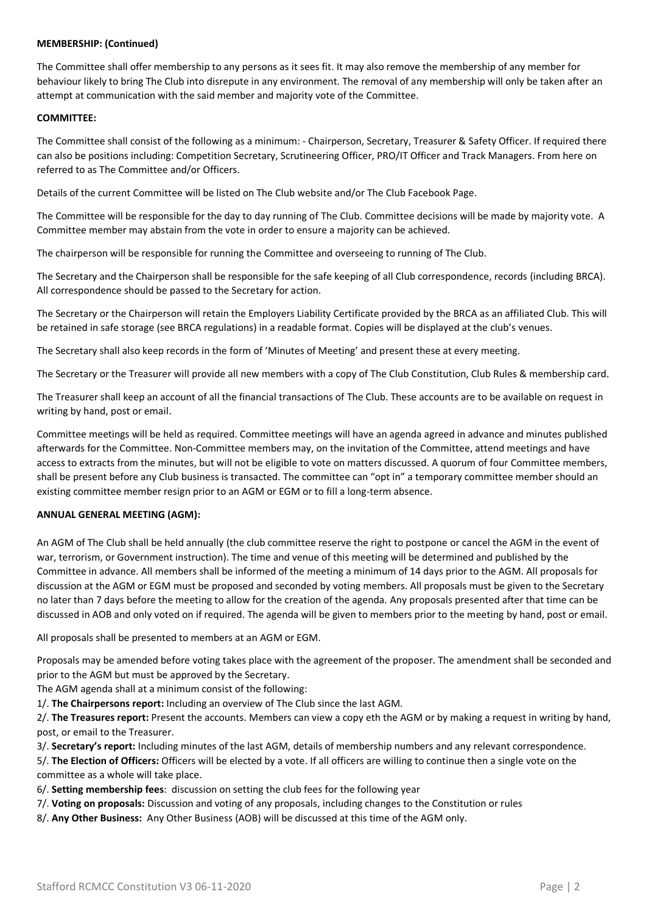**MEMBERSHIP: (Continued)**

The Committee shall offer membership to any persons as it sees fit. It may also remove the membership of any member for behaviour likely to bring The Club into disrepute in any environment. The removal of any membership will only be taken after an attempt at communication with the said member and majority vote of the Committee.

**COMMITTEE:**

The Committee shall consist of the following as a minimum: - Chairperson, Secretary, Treasurer & Safety Officer. If required there can also be positions including: Competition Secretary, Scrutineering Officer, PRO/IT Officer and Track Managers. From here on referred to as The Committee and/or Officers.

Details of the current Committee will be listed on The Club website and/or The Club Facebook Page.

The Committee will be responsible for the day to day running of The Club. Committee decisions will be made by majority vote. A Committee member may abstain from the vote in order to ensure a majority can be achieved.

The chairperson will be responsible for running the Committee and overseeing to running of The Club.

The Secretary and the Chairperson shall be responsible for the safe keeping of all Club correspondence, records (including BRCA). All correspondence should be passed to the Secretary for action.

The Secretary or the Chairperson will retain the Employers Liability Certificate provided by the BRCA as an affiliated Club. This will be retained in safe storage (see BRCA regulations) in a readable format. Copies will be displayed at the club's venues.

The Secretary shall also keep records in the form of 'Minutes of Meeting' and present these at every meeting.

The Secretary or the Treasurer will provide all new members with a copy of The Club Constitution, Club Rules & membership card.

The Treasurer shall keep an account of all the financial transactions of The Club. These accounts are to be available on request in writing by hand, post or email.

Committee meetings will be held as required. Committee meetings will have an agenda agreed in advance and minutes published afterwards for the Committee. Non-Committee members may, on the invitation of the Committee, attend meetings and have access to extracts from the minutes, but will not be eligible to vote on matters discussed. A quorum of four Committee members, shall be present before any Club business is transacted. The committee can "opt in" a temporary committee member should an existing committee member resign prior to an AGM or EGM or to fill a long-term absence.

**ANNUAL GENERAL MEETING (AGM):**

An AGM of The Club shall be held annually (the club committee reserve the right to postpone or cancel the AGM in the event of war, terrorism, or Government instruction). The time and venue of this meeting will be determined and published by the Committee in advance. All members shall be informed of the meeting a minimum of 14 days prior to the AGM. All proposals for discussion at the AGM or EGM must be proposed and seconded by voting members. All proposals must be given to the Secretary no later than 7 days before the meeting to allow for the creation of the agenda. Any proposals presented after that time can be discussed in AOB and only voted on if required. The agenda will be given to members prior to the meeting by hand, post or email.

All proposals shall be presented to members at an AGM or EGM.

Proposals may be amended before voting takes place with the agreement of the proposer. The amendment shall be seconded and prior to the AGM but must be approved by the Secretary.

The AGM agenda shall at a minimum consist of the following:

1/. **The Chairpersons report:** Including an overview of The Club since the last AGM.

2/. **The Treasures report:** Present the accounts. Members can view a copy eth the AGM or by making a request in writing by hand, post, or email to the Treasurer.

3/. **Secretary's report:** Including minutes of the last AGM, details of membership numbers and any relevant correspondence.

5/. **The Election of Officers:** Officers will be elected by a vote. If all officers are willing to continue then a single vote on the committee as a whole will take place.

6/. **Setting membership fees**: discussion on setting the club fees for the following year

7/. **Voting on proposals:** Discussion and voting of any proposals, including changes to the Constitution or rules

8/. **Any Other Business:** Any Other Business (AOB) will be discussed at this time of the AGM only.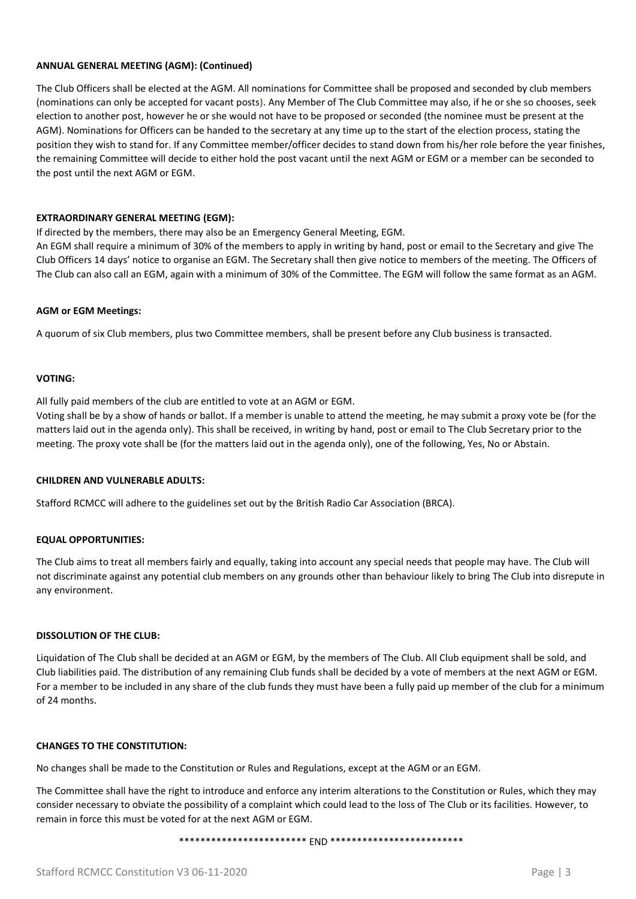**ANNUAL GENERAL MEETING (AGM): (Continued)**

The Club Officers shall be elected at the AGM. All nominations for Committee shall be proposed and seconded by club members (nominations can only be accepted for vacant posts). Any Member of The Club Committee may also, if he or she so chooses, seek election to another post, however he or she would not have to be proposed or seconded (the nominee must be present at the AGM). Nominations for Officers can be handed to the secretary at any time up to the start of the election process, stating the position they wish to stand for. If any Committee member/officer decides to stand down from his/her role before the year finishes, the remaining Committee will decide to either hold the post vacant until the next AGM or EGM or a member can be seconded to the post until the next AGM or EGM.

**EXTRAORDINARY GENERAL MEETING (EGM):**

If directed by the members, there may also be an Emergency General Meeting, EGM.

An EGM shall require a minimum of 30% of the members to apply in writing by hand, post or email to the Secretary and give The Club Officers 14 days' notice to organise an EGM. The Secretary shall then give notice to members of the meeting. The Officers of The Club can also call an EGM, again with a minimum of 30% of the Committee. The EGM will follow the same format as an AGM.

**AGM or EGM Meetings:**

A quorum of six Club members, plus two Committee members, shall be present before any Club business is transacted.

**VOTING:**

All fully paid members of the club are entitled to vote at an AGM or EGM.

Voting shall be by a show of hands or ballot. If a member is unable to attend the meeting, he may submit a proxy vote be (for the matters laid out in the agenda only). This shall be received, in writing by hand, post or email to The Club Secretary prior to the meeting. The proxy vote shall be (for the matters laid out in the agenda only), one of the following, Yes, No or Abstain.

**CHILDREN AND VULNERABLE ADULTS:**

Stafford RCMCC will adhere to the guidelines set out by the British Radio Car Association (BRCA).

**EQUAL OPPORTUNITIES:**

The Club aims to treat all members fairly and equally, taking into account any special needs that people may have. The Club will not discriminate against any potential club members on any grounds other than behaviour likely to bring The Club into disrepute in any environment.

**DISSOLUTION OF THE CLUB:**

Liquidation of The Club shall be decided at an AGM or EGM, by the members of The Club. All Club equipment shall be sold, and Club liabilities paid. The distribution of any remaining Club funds shall be decided by a vote of members at the next AGM or EGM. For a member to be included in any share of the club funds they must have been a fully paid up member of the club for a minimum of 24 months.

**CHANGES TO THE CONSTITUTION:**

No changes shall be made to the Constitution or Rules and Regulations, except at the AGM or an EGM.

The Committee shall have the right to introduce and enforce any interim alterations to the Constitution or Rules, which they may consider necessary to obviate the possibility of a complaint which could lead to the loss of The Club or its facilities. However, to remain in force this must be voted for at the next AGM or EGM.

************************ END *************************